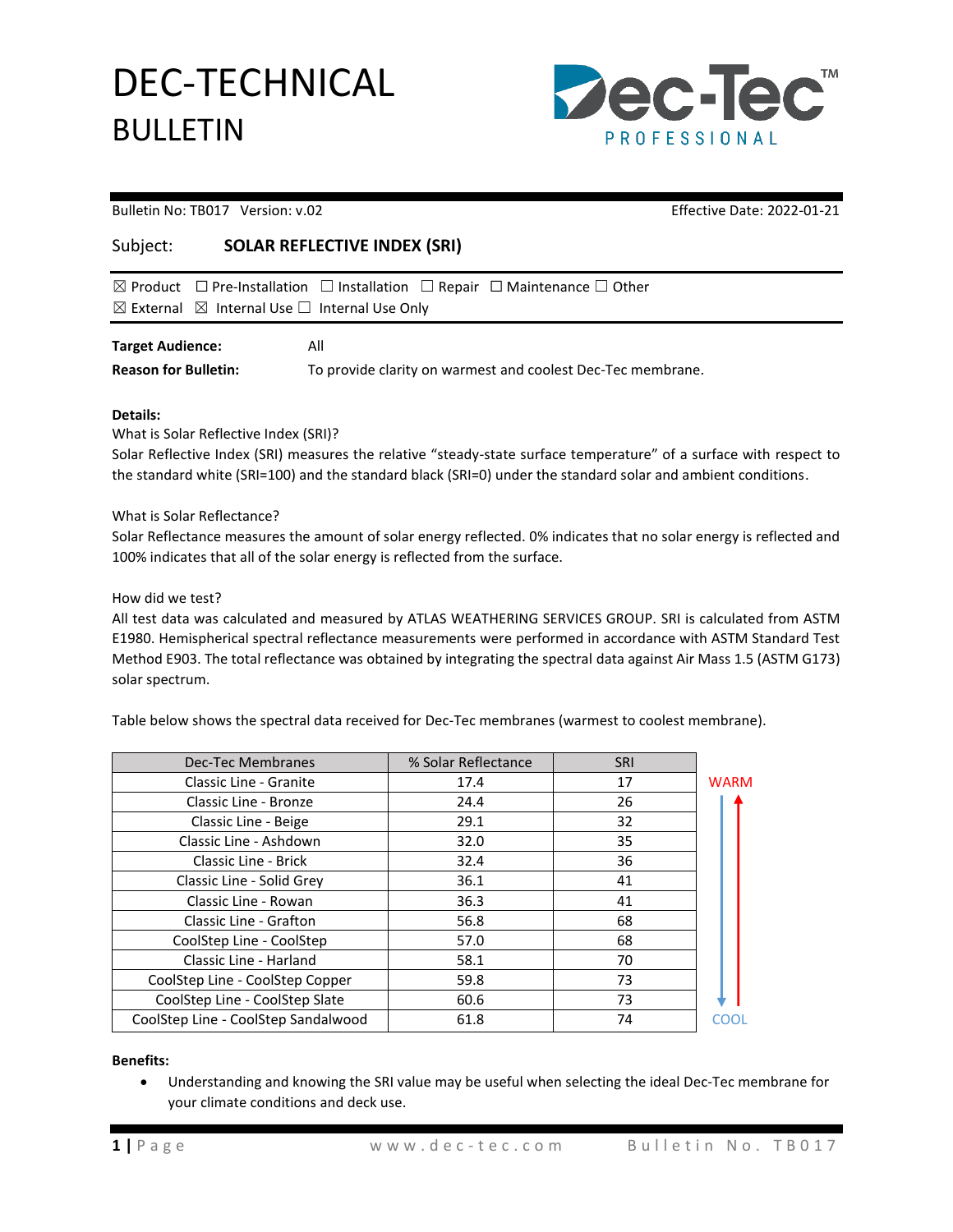# DEC-TECHNICAL BULLETIN

Dec-Tec™ PROFESSIONAL

Bulletin No: TB017 Version: v.02 Effective Date: 2022-01-21

Subject: **SOLAR REFLECTIVE INDEX (SRI)**

☒ Product ☐ Pre-Installation ☐ Installation ☐ Repair ☐ Maintenance ☐ Other
☒ External ☒ Internal Use ☐ Internal Use Only

**Target Audience:** All

**Reason for Bulletin:** To provide clarity on warmest and coolest Dec-Tec membrane.

**Details:**

What is Solar Reflective Index (SRI)?

Solar Reflective Index (SRI) measures the relative "steady-state surface temperature" of a surface with respect to the standard white (SRI=100) and the standard black (SRI=0) under the standard solar and ambient conditions.

What is Solar Reflectance?

Solar Reflectance measures the amount of solar energy reflected. 0% indicates that no solar energy is reflected and 100% indicates that all of the solar energy is reflected from the surface.

How did we test?

All test data was calculated and measured by ATLAS WEATHERING SERVICES GROUP. SRI is calculated from ASTM E1980. Hemispherical spectral reflectance measurements were performed in accordance with ASTM Standard Test Method E903. The total reflectance was obtained by integrating the spectral data against Air Mass 1.5 (ASTM G173) solar spectrum.

Table below shows the spectral data received for Dec-Tec membranes (warmest to coolest membrane).

| Dec-Tec Membranes | % Solar Reflectance | SRI | |
|---|---|---|---|
| Classic Line - Granite | 17.4 | 17 | WARM |
| Classic Line - Bronze | 24.4 | 26 | |
| Classic Line - Beige | 29.1 | 32 | |
| Classic Line - Ashdown | 32.0 | 35 | |
| Classic Line - Brick | 32.4 | 36 | |
| Classic Line - Solid Grey | 36.1 | 41 | |
| Classic Line - Rowan | 36.3 | 41 | |
| Classic Line - Grafton | 56.8 | 68 | |
| CoolStep Line - CoolStep | 57.0 | 68 | |
| Classic Line - Harland | 58.1 | 70 | |
| CoolStep Line - CoolStep Copper | 59.8 | 73 | |
| CoolStep Line - CoolStep Slate | 60.6 | 73 | |
| CoolStep Line - CoolStep Sandalwood | 61.8 | 74 | COOL |

**Benefits:**

- Understanding and knowing the SRI value may be useful when selecting the ideal Dec-Tec membrane for your climate conditions and deck use.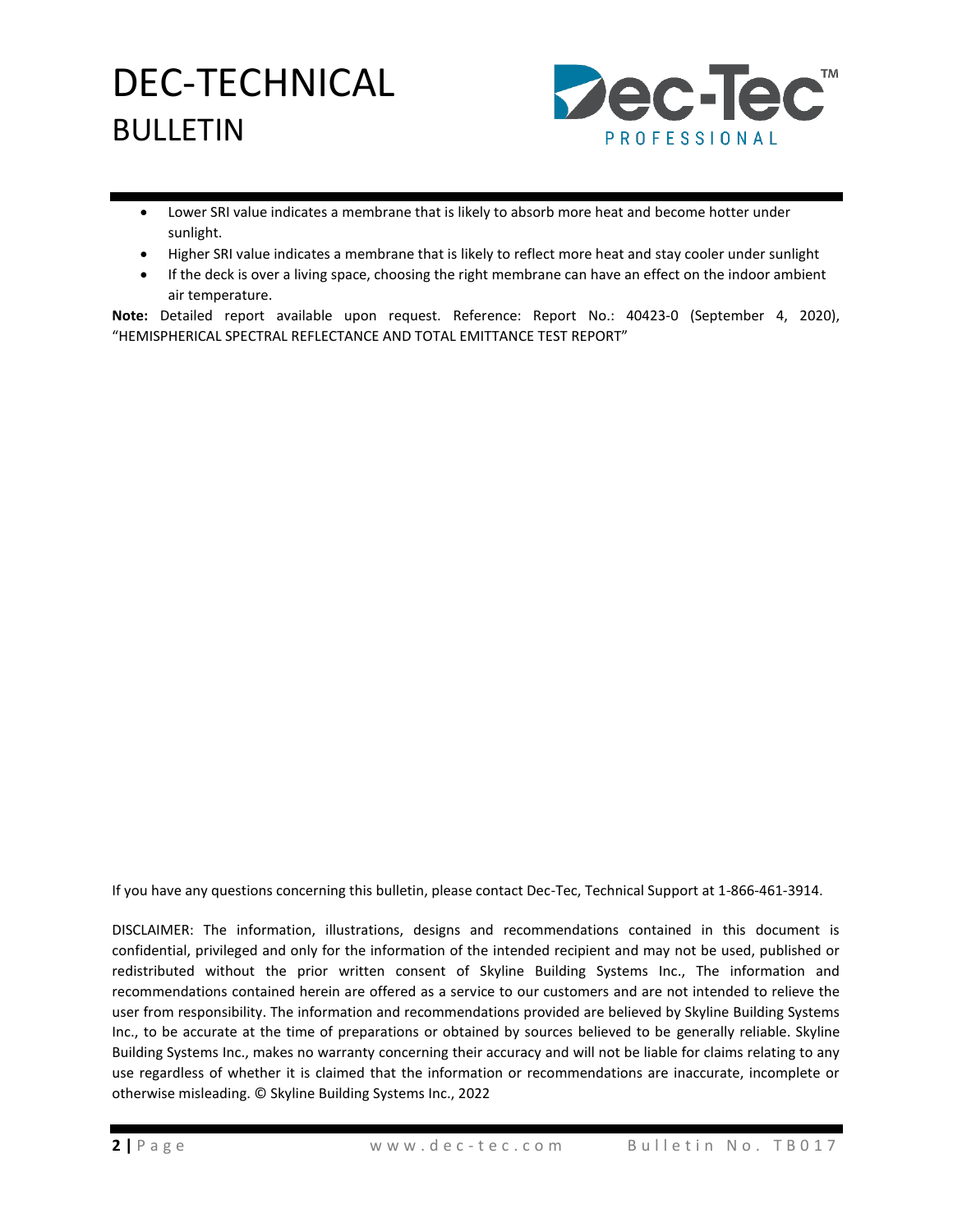- Lower SRI value indicates a membrane that is likely to absorb more heat and become hotter under sunlight.
- Higher SRI value indicates a membrane that is likely to reflect more heat and stay cooler under sunlight
- If the deck is over a living space, choosing the right membrane can have an effect on the indoor ambient air temperature.

**Note:** Detailed report available upon request. Reference: Report No.: 40423-0 (September 4, 2020), "HEMISPHERICAL SPECTRAL REFLECTANCE AND TOTAL EMITTANCE TEST REPORT"

If you have any questions concerning this bulletin, please contact Dec-Tec, Technical Support at 1-866-461-3914.

DISCLAIMER: The information, illustrations, designs and recommendations contained in this document is confidential, privileged and only for the information of the intended recipient and may not be used, published or redistributed without the prior written consent of Skyline Building Systems Inc., The information and recommendations contained herein are offered as a service to our customers and are not intended to relieve the user from responsibility. The information and recommendations provided are believed by Skyline Building Systems Inc., to be accurate at the time of preparations or obtained by sources believed to be generally reliable. Skyline Building Systems Inc., makes no warranty concerning their accuracy and will not be liable for claims relating to any use regardless of whether it is claimed that the information or recommendations are inaccurate, incomplete or otherwise misleading. © Skyline Building Systems Inc., 2022